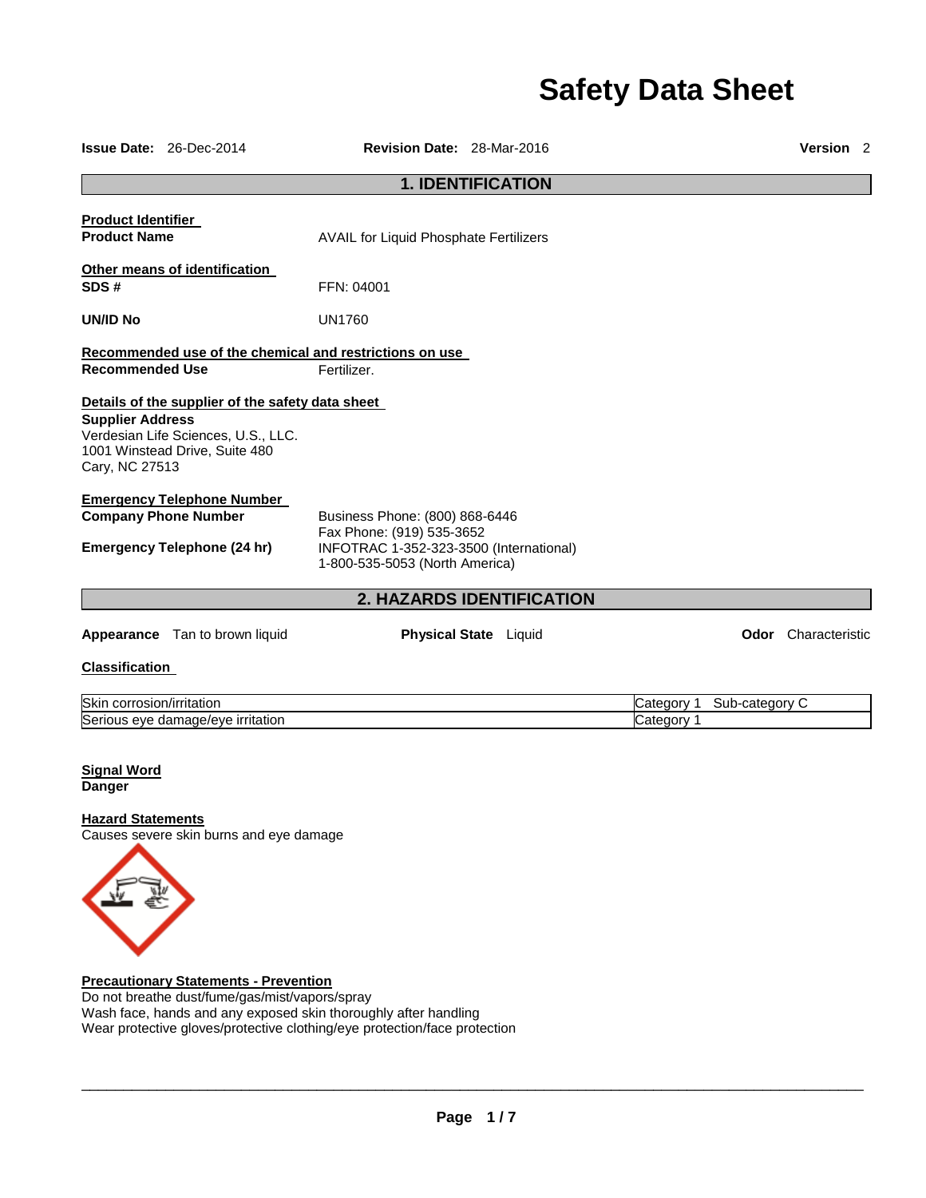# Safety Data Sheet

**Issue Date:** 26-Dec-2014 **Revision Date:** 28-Mar-2016 **Version** 2

## 1. IDENTIFICATION

**Product Identifier**

**Product Name** AVAIL for Liquid Phosphate Fertilizers

**Other means of identification**

**SDS #** FFN: 04001

**UN/ID No** UN1760

**Recommended use of the chemical and restrictions on use**

**Recommended Use** Fertilizer.

**Details of the supplier of the safety data sheet**

**Supplier Address**
Verdesian Life Sciences, U.S., LLC.
1001 Winstead Drive, Suite 480
Cary, NC 27513

**Emergency Telephone Number**

**Company Phone Number** Business Phone: (800) 868-6446
Fax Phone: (919) 535-3652

**Emergency Telephone (24 hr)** INFOTRAC 1-352-323-3500 (International)
1-800-535-5053 (North America)

## 2. HAZARDS IDENTIFICATION

**Appearance** Tan to brown liquid **Physical State** Liquid **Odor** Characteristic

**Classification**

| | |
|---|---|
| Skin corrosion/irritation | Category 1 Sub-category C |
| Serious eye damage/eye irritation | Category 1 |

**Signal Word**
**Danger**

**Hazard Statements**
Causes severe skin burns and eye damage

**Precautionary Statements - Prevention**
Do not breathe dust/fume/gas/mist/vapors/spray
Wash face, hands and any exposed skin thoroughly after handling
Wear protective gloves/protective clothing/eye protection/face protection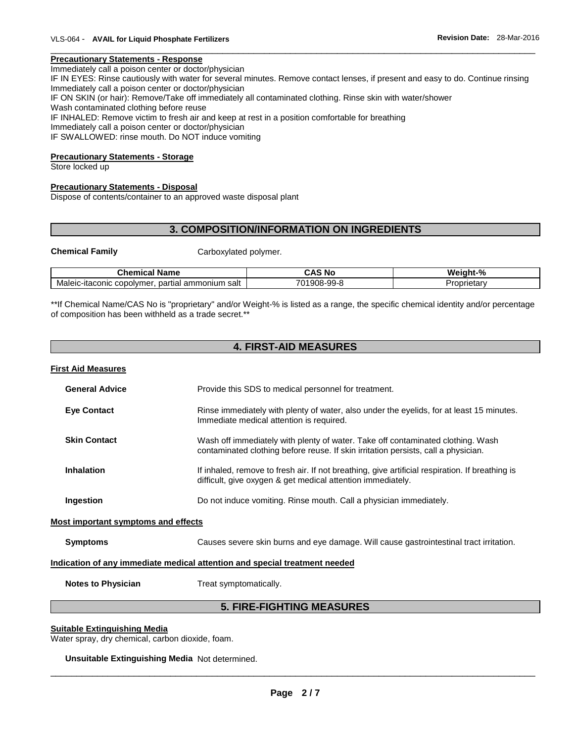### Precautionary Statements - Response

Immediately call a poison center or doctor/physician
IF IN EYES: Rinse cautiously with water for several minutes. Remove contact lenses, if present and easy to do. Continue rinsing
Immediately call a poison center or doctor/physician
IF ON SKIN (or hair): Remove/Take off immediately all contaminated clothing. Rinse skin with water/shower
Wash contaminated clothing before reuse
IF INHALED: Remove victim to fresh air and keep at rest in a position comfortable for breathing
Immediately call a poison center or doctor/physician
IF SWALLOWED: rinse mouth. Do NOT induce vomiting

### Precautionary Statements - Storage

Store locked up

### Precautionary Statements - Disposal

Dispose of contents/container to an approved waste disposal plant

## 3. COMPOSITION/INFORMATION ON INGREDIENTS

**Chemical Family** Carboxylated polymer.

| Chemical Name | CAS No | Weight-% |
| --- | --- | --- |
| Maleic-itaconic copolymer, partial ammonium salt | 701908-99-8 | Proprietary |

**If Chemical Name/CAS No is "proprietary" and/or Weight-% is listed as a range, the specific chemical identity and/or percentage of composition has been withheld as a trade secret.**

## 4. FIRST-AID MEASURES

### First Aid Measures

**General Advice** Provide this SDS to medical personnel for treatment.

**Eye Contact** Rinse immediately with plenty of water, also under the eyelids, for at least 15 minutes. Immediate medical attention is required.

**Skin Contact** Wash off immediately with plenty of water. Take off contaminated clothing. Wash contaminated clothing before reuse. If skin irritation persists, call a physician.

**Inhalation** If inhaled, remove to fresh air. If not breathing, give artificial respiration. If breathing is difficult, give oxygen & get medical attention immediately.

**Ingestion** Do not induce vomiting. Rinse mouth. Call a physician immediately.

### Most important symptoms and effects

**Symptoms** Causes severe skin burns and eye damage. Will cause gastrointestinal tract irritation.

### Indication of any immediate medical attention and special treatment needed

**Notes to Physician** Treat symptomatically.

## 5. FIRE-FIGHTING MEASURES

### Suitable Extinguishing Media

Water spray, dry chemical, carbon dioxide, foam.

**Unsuitable Extinguishing Media** Not determined.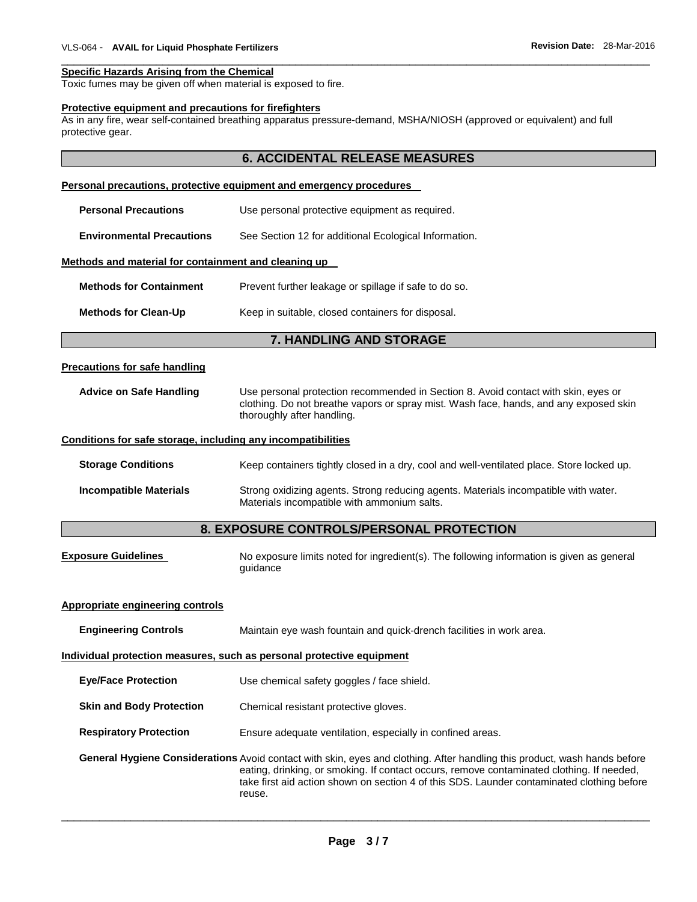**Specific Hazards Arising from the Chemical**

Toxic fumes may be given off when material is exposed to fire.

**Protective equipment and precautions for firefighters**

As in any fire, wear self-contained breathing apparatus pressure-demand, MSHA/NIOSH (approved or equivalent) and full protective gear.

## 6. ACCIDENTAL RELEASE MEASURES

**Personal precautions, protective equipment and emergency procedures**

**Personal Precautions** Use personal protective equipment as required.

**Environmental Precautions** See Section 12 for additional Ecological Information.

**Methods and material for containment and cleaning up**

**Methods for Containment** Prevent further leakage or spillage if safe to do so.

**Methods for Clean-Up** Keep in suitable, closed containers for disposal.

## 7. HANDLING AND STORAGE

**Precautions for safe handling**

**Advice on Safe Handling** Use personal protection recommended in Section 8. Avoid contact with skin, eyes or clothing. Do not breathe vapors or spray mist. Wash face, hands, and any exposed skin thoroughly after handling.

**Conditions for safe storage, including any incompatibilities**

**Storage Conditions** Keep containers tightly closed in a dry, cool and well-ventilated place. Store locked up.

**Incompatible Materials** Strong oxidizing agents. Strong reducing agents. Materials incompatible with water. Materials incompatible with ammonium salts.

## 8. EXPOSURE CONTROLS/PERSONAL PROTECTION

**Exposure Guidelines** No exposure limits noted for ingredient(s). The following information is given as general guidance

**Appropriate engineering controls**

**Engineering Controls** Maintain eye wash fountain and quick-drench facilities in work area.

**Individual protection measures, such as personal protective equipment**

**Eye/Face Protection** Use chemical safety goggles / face shield.

**Skin and Body Protection** Chemical resistant protective gloves.

**Respiratory Protection** Ensure adequate ventilation, especially in confined areas.

**General Hygiene Considerations** Avoid contact with skin, eyes and clothing. After handling this product, wash hands before eating, drinking, or smoking. If contact occurs, remove contaminated clothing. If needed, take first aid action shown on section 4 of this SDS. Launder contaminated clothing before reuse.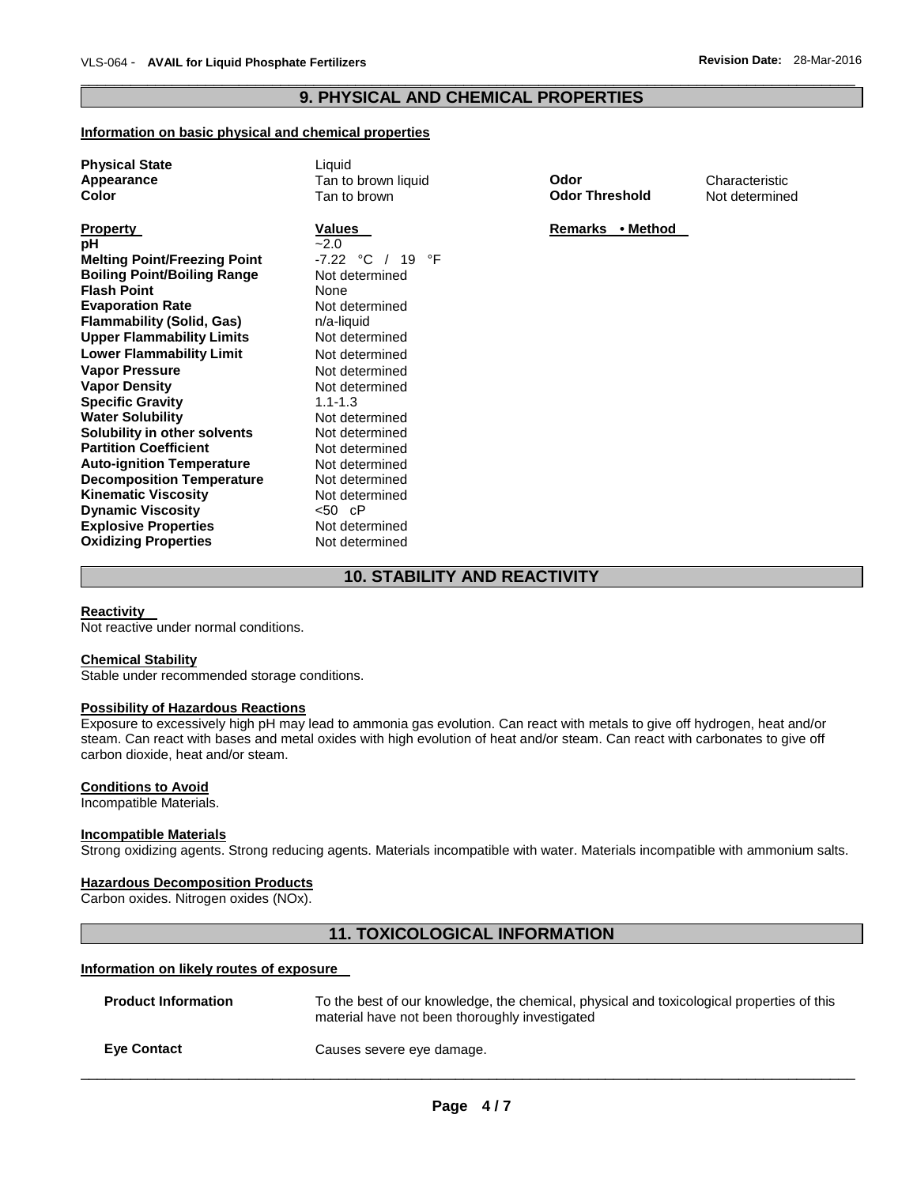## 9. PHYSICAL AND CHEMICAL PROPERTIES

**Information on basic physical and chemical properties**

| | | | |
|---|---|---|---|
| **Physical State** | Liquid | | |
| **Appearance** | Tan to brown liquid | **Odor** | Characteristic |
| **Color** | Tan to brown | **Odor Threshold** | Not determined |

| **Property** | **Values** | **Remarks • Method** |
|---|---|---|
| **pH** | ~2.0 | |
| **Melting Point/Freezing Point** | -7.22 °C / 19 °F | |
| **Boiling Point/Boiling Range** | Not determined | |
| **Flash Point** | None | |
| **Evaporation Rate** | Not determined | |
| **Flammability (Solid, Gas)** | n/a-liquid | |
| **Upper Flammability Limits** | Not determined | |
| **Lower Flammability Limit** | Not determined | |
| **Vapor Pressure** | Not determined | |
| **Vapor Density** | Not determined | |
| **Specific Gravity** | 1.1-1.3 | |
| **Water Solubility** | Not determined | |
| **Solubility in other solvents** | Not determined | |
| **Partition Coefficient** | Not determined | |
| **Auto-ignition Temperature** | Not determined | |
| **Decomposition Temperature** | Not determined | |
| **Kinematic Viscosity** | Not determined | |
| **Dynamic Viscosity** | <50 cP | |
| **Explosive Properties** | Not determined | |
| **Oxidizing Properties** | Not determined | |

## 10. STABILITY AND REACTIVITY

**Reactivity**

Not reactive under normal conditions.

**Chemical Stability**

Stable under recommended storage conditions.

**Possibility of Hazardous Reactions**

Exposure to excessively high pH may lead to ammonia gas evolution. Can react with metals to give off hydrogen, heat and/or steam. Can react with bases and metal oxides with high evolution of heat and/or steam. Can react with carbonates to give off carbon dioxide, heat and/or steam.

**Conditions to Avoid**

Incompatible Materials.

**Incompatible Materials**

Strong oxidizing agents. Strong reducing agents. Materials incompatible with water. Materials incompatible with ammonium salts.

**Hazardous Decomposition Products**

Carbon oxides. Nitrogen oxides (NOx).

## 11. TOXICOLOGICAL INFORMATION

**Information on likely routes of exposure**

**Product Information** — To the best of our knowledge, the chemical, physical and toxicological properties of this material have not been thoroughly investigated

**Eye Contact** — Causes severe eye damage.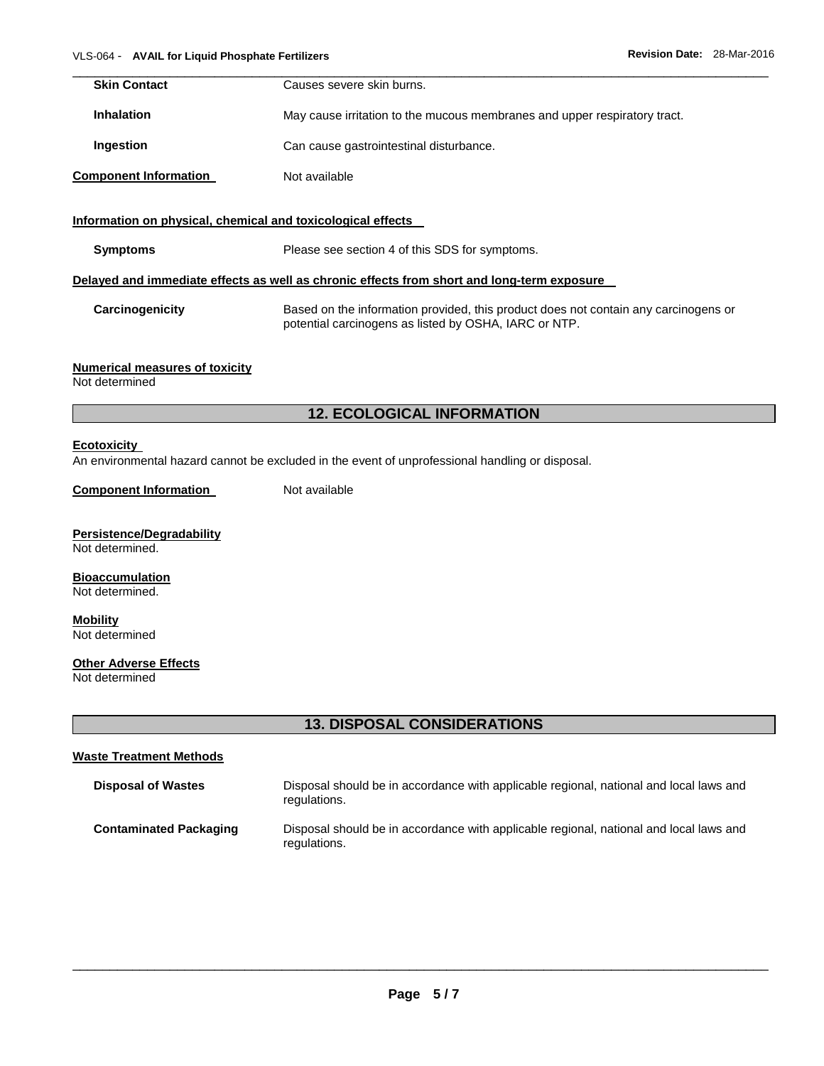**Skin Contact** Causes severe skin burns.

**Inhalation** May cause irritation to the mucous membranes and upper respiratory tract.

**Ingestion** Can cause gastrointestinal disturbance.

**Component Information** Not available

**Information on physical, chemical and toxicological effects**

**Symptoms** Please see section 4 of this SDS for symptoms.

**Delayed and immediate effects as well as chronic effects from short and long-term exposure**

**Carcinogenicity** Based on the information provided, this product does not contain any carcinogens or potential carcinogens as listed by OSHA, IARC or NTP.

**Numerical measures of toxicity**
Not determined

## 12. ECOLOGICAL INFORMATION

**Ecotoxicity**
An environmental hazard cannot be excluded in the event of unprofessional handling or disposal.

**Component Information** Not available

**Persistence/Degradability**
Not determined.

**Bioaccumulation**
Not determined.

**Mobility**
Not determined

**Other Adverse Effects**
Not determined

## 13. DISPOSAL CONSIDERATIONS

**Waste Treatment Methods**

**Disposal of Wastes** Disposal should be in accordance with applicable regional, national and local laws and regulations.

**Contaminated Packaging** Disposal should be in accordance with applicable regional, national and local laws and regulations.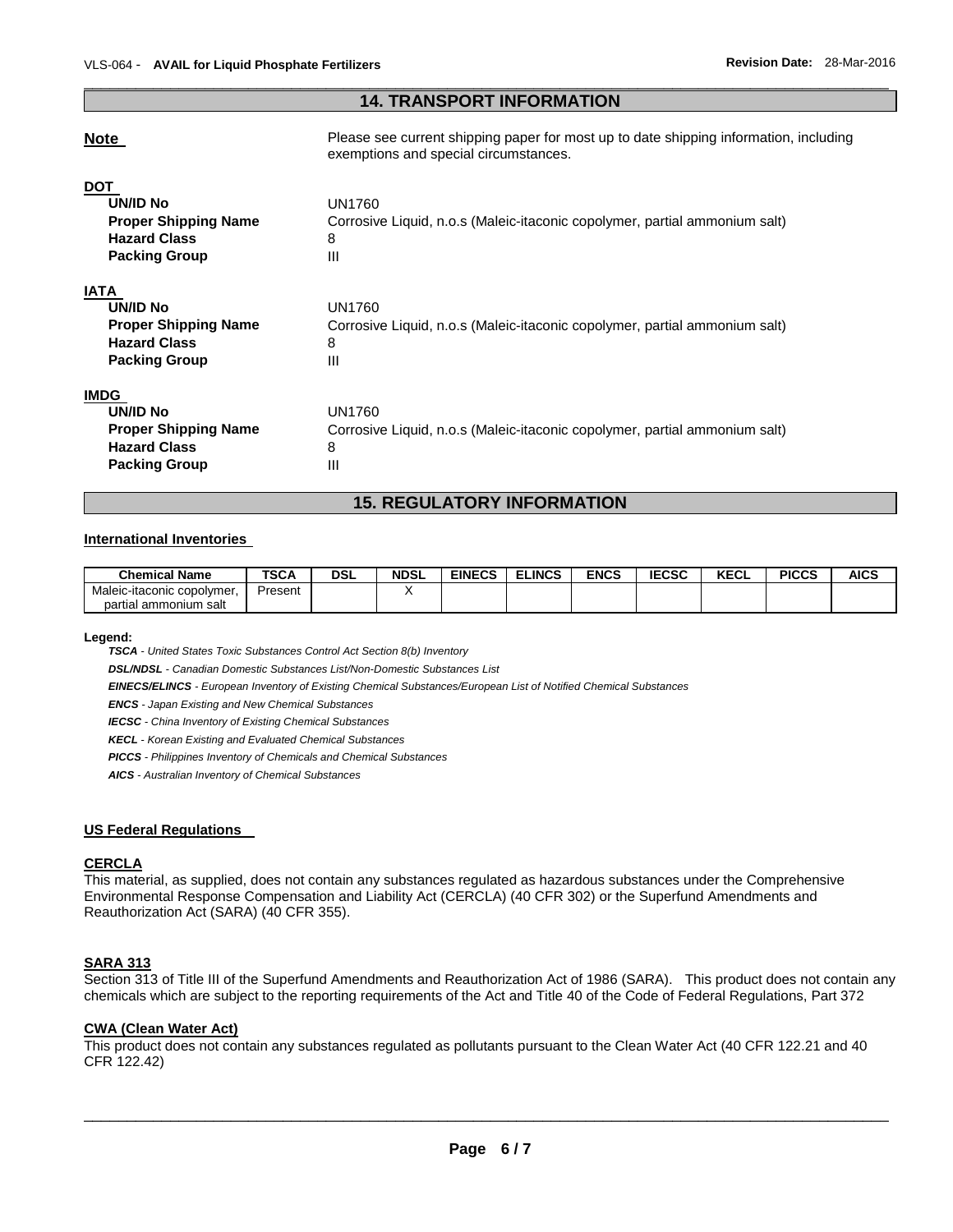## 14. TRANSPORT INFORMATION

**Note** Please see current shipping paper for most up to date shipping information, including exemptions and special circumstances.

**DOT**

| | |
|---|---|
| **UN/ID No** | UN1760 |
| **Proper Shipping Name** | Corrosive Liquid, n.o.s (Maleic-itaconic copolymer, partial ammonium salt) |
| **Hazard Class** | 8 |
| **Packing Group** | III |

**IATA**

| | |
|---|---|
| **UN/ID No** | UN1760 |
| **Proper Shipping Name** | Corrosive Liquid, n.o.s (Maleic-itaconic copolymer, partial ammonium salt) |
| **Hazard Class** | 8 |
| **Packing Group** | III |

**IMDG**

| | |
|---|---|
| **UN/ID No** | UN1760 |
| **Proper Shipping Name** | Corrosive Liquid, n.o.s (Maleic-itaconic copolymer, partial ammonium salt) |
| **Hazard Class** | 8 |
| **Packing Group** | III |

## 15. REGULATORY INFORMATION

**International Inventories**

| Chemical Name | TSCA | DSL | NDSL | EINECS | ELINCS | ENCS | IECSC | KECL | PICCS | AICS |
|---|---|---|---|---|---|---|---|---|---|---|
| Maleic-itaconic copolymer, partial ammonium salt | Present | | X | | | | | | | |

**Legend:**

***TSCA*** *- United States Toxic Substances Control Act Section 8(b) Inventory*

***DSL/NDSL*** *- Canadian Domestic Substances List/Non-Domestic Substances List*

***EINECS/ELINCS*** *- European Inventory of Existing Chemical Substances/European List of Notified Chemical Substances*

***ENCS*** *- Japan Existing and New Chemical Substances*

***IECSC*** *- China Inventory of Existing Chemical Substances*

***KECL*** *- Korean Existing and Evaluated Chemical Substances*

***PICCS*** *- Philippines Inventory of Chemicals and Chemical Substances*

***AICS*** *- Australian Inventory of Chemical Substances*

**US Federal Regulations**

**CERCLA**

This material, as supplied, does not contain any substances regulated as hazardous substances under the Comprehensive Environmental Response Compensation and Liability Act (CERCLA) (40 CFR 302) or the Superfund Amendments and Reauthorization Act (SARA) (40 CFR 355).

**SARA 313**

Section 313 of Title III of the Superfund Amendments and Reauthorization Act of 1986 (SARA). This product does not contain any chemicals which are subject to the reporting requirements of the Act and Title 40 of the Code of Federal Regulations, Part 372

**CWA (Clean Water Act)**

This product does not contain any substances regulated as pollutants pursuant to the Clean Water Act (40 CFR 122.21 and 40 CFR 122.42)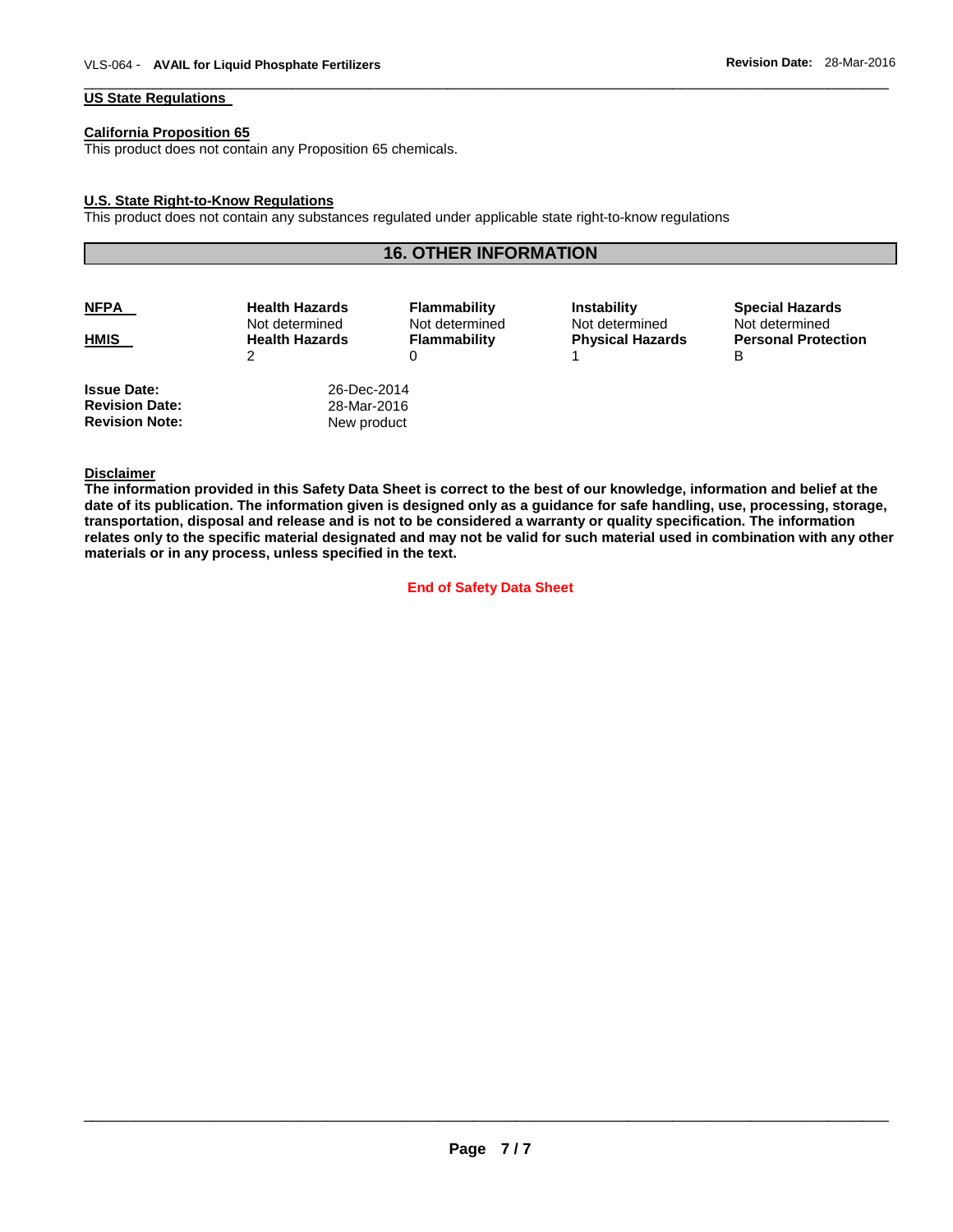**US State Regulations**

**California Proposition 65**

This product does not contain any Proposition 65 chemicals.

**U.S. State Right-to-Know Regulations**

This product does not contain any substances regulated under applicable state right-to-know regulations

## 16. OTHER INFORMATION

| | | | | |
|---|---|---|---|---|
| **NFPA** | **Health Hazards**<br>Not determined | **Flammability**<br>Not determined | **Instability**<br>Not determined | **Special Hazards**<br>Not determined |
| **HMIS** | **Health Hazards**<br>2 | **Flammability**<br>0 | **Physical Hazards**<br>1 | **Personal Protection**<br>B |

**Issue Date:** 26-Dec-2014
**Revision Date:** 28-Mar-2016
**Revision Note:** New product

**Disclaimer**

**The information provided in this Safety Data Sheet is correct to the best of our knowledge, information and belief at the date of its publication. The information given is designed only as a guidance for safe handling, use, processing, storage, transportation, disposal and release and is not to be considered a warranty or quality specification. The information relates only to the specific material designated and may not be valid for such material used in combination with any other materials or in any process, unless specified in the text.**

**End of Safety Data Sheet**